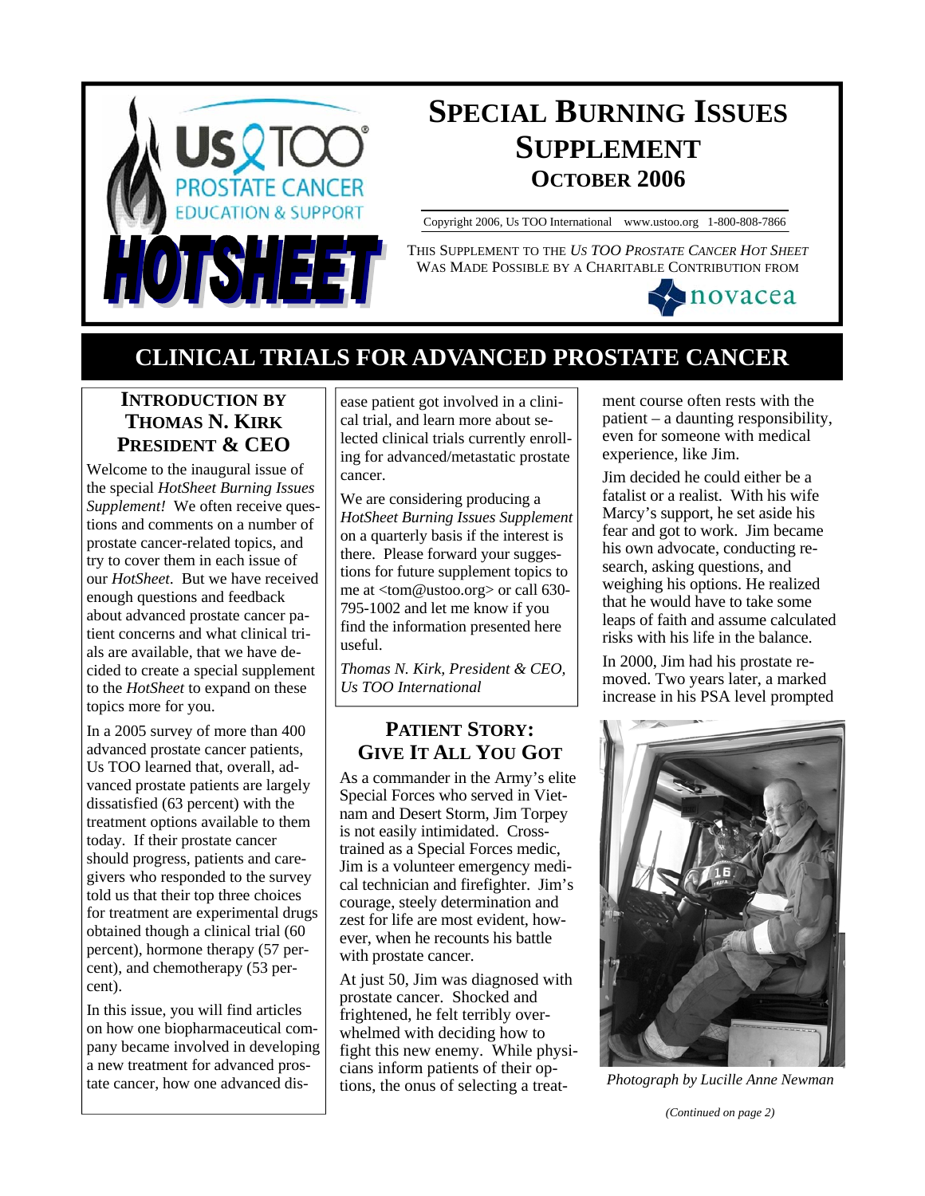# SPECIAL BURNING ISSUES SUPPLEMENT

## OCTOBER 2006

Copyright 2006, Us TOO International www.ustoo.org 1-800-808-7866

THIS SUPPLEMENT TO THE *US TOO PROSTATE CANCER HOT SHEET* WAS MADE POSSIBLE BY A CHARITABLE CONTRIBUTION FROM novacea

# CLINICAL TRIALS FOR ADVANCED PROSTATE CANCER

## INTRODUCTION BY THOMAS N. KIRK PRESIDENT & CEO

Welcome to the inaugural issue of the special *HotSheet Burning Issues Supplement!* We often receive questions and comments on a number of prostate cancer-related topics, and try to cover them in each issue of our *HotSheet*. But we have received enough questions and feedback about advanced prostate cancer patient concerns and what clinical trials are available, that we have decided to create a special supplement to the *HotSheet* to expand on these topics more for you.

In a 2005 survey of more than 400 advanced prostate cancer patients, Us TOO learned that, overall, advanced prostate patients are largely dissatisfied (63 percent) with the treatment options available to them today. If their prostate cancer should progress, patients and caregivers who responded to the survey told us that their top three choices for treatment are experimental drugs obtained though a clinical trial (60 percent), hormone therapy (57 percent), and chemotherapy (53 percent).

In this issue, you will find articles on how one biopharmaceutical company became involved in developing a new treatment for advanced prostate cancer, how one advanced disease patient got involved in a clinical trial, and learn more about selected clinical trials currently enrolling for advanced/metastatic prostate cancer.

We are considering producing a *HotSheet Burning Issues Supplement* on a quarterly basis if the interest is there. Please forward your suggestions for future supplement topics to me at <tom@ustoo.org> or call 630-795-1002 and let me know if you find the information presented here useful.

*Thomas N. Kirk, President & CEO, Us TOO International*

## PATIENT STORY: GIVE IT ALL YOU GOT

As a commander in the Army's elite Special Forces who served in Vietnam and Desert Storm, Jim Torpey is not easily intimidated. Cross-trained as a Special Forces medic, Jim is a volunteer emergency medical technician and firefighter. Jim's courage, steely determination and zest for life are most evident, however, when he recounts his battle with prostate cancer.

At just 50, Jim was diagnosed with prostate cancer. Shocked and frightened, he felt terribly overwhelmed with deciding how to fight this new enemy. While physicians inform patients of their options, the onus of selecting a treatment course often rests with the patient – a daunting responsibility, even for someone with medical experience, like Jim.

Jim decided he could either be a fatalist or a realist. With his wife Marcy's support, he set aside his fear and got to work. Jim became his own advocate, conducting research, asking questions, and weighing his options. He realized that he would have to take some leaps of faith and assume calculated risks with his life in the balance.

In 2000, Jim had his prostate removed. Two years later, a marked increase in his PSA level prompted

*Photograph by Lucille Anne Newman*

*(Continued on page 2)*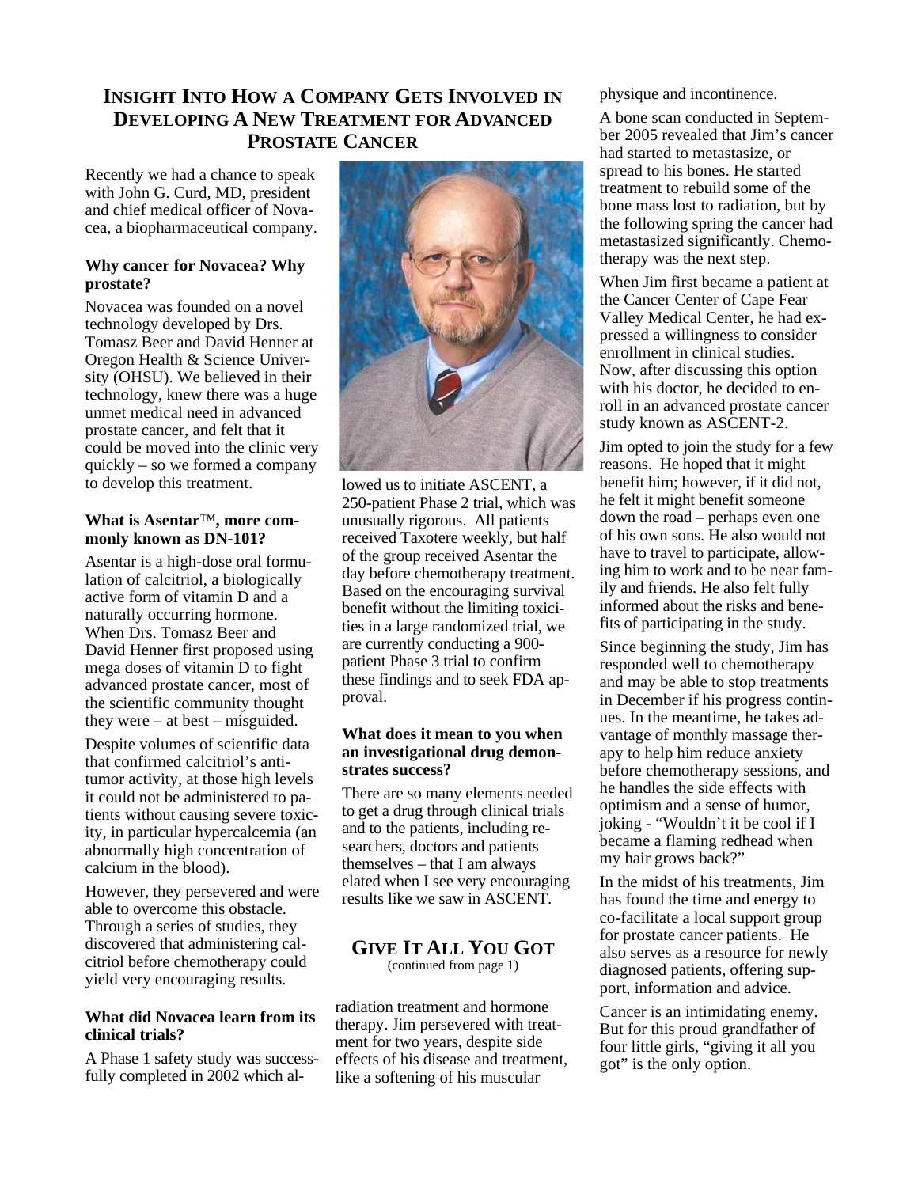## Insight Into How a Company Gets Involved in Developing a New Treatment for Advanced Prostate Cancer

Recently we had a chance to speak with John G. Curd, MD, president and chief medical officer of Novacea, a biopharmaceutical company.

**Why cancer for Novacea? Why prostate?**

Novacea was founded on a novel technology developed by Drs. Tomasz Beer and David Henner at Oregon Health & Science University (OHSU). We believed in their technology, knew there was a huge unmet medical need in advanced prostate cancer, and felt that it could be moved into the clinic very quickly – so we formed a company to develop this treatment.

**What is Asentar™, more commonly known as DN-101?**

Asentar is a high-dose oral formulation of calcitriol, a biologically active form of vitamin D and a naturally occurring hormone. When Drs. Tomasz Beer and David Henner first proposed using mega doses of vitamin D to fight advanced prostate cancer, most of the scientific community thought they were – at best – misguided.

Despite volumes of scientific data that confirmed calcitriol's anti-tumor activity, at those high levels it could not be administered to patients without causing severe toxicity, in particular hypercalcemia (an abnormally high concentration of calcium in the blood).

However, they persevered and were able to overcome this obstacle. Through a series of studies, they discovered that administering calcitriol before chemotherapy could yield very encouraging results.

**What did Novacea learn from its clinical trials?**

A Phase 1 safety study was successfully completed in 2002 which allowed us to initiate ASCENT, a 250-patient Phase 2 trial, which was unusually rigorous. All patients received Taxotere weekly, but half of the group received Asentar the day before chemotherapy treatment. Based on the encouraging survival benefit without the limiting toxicities in a large randomized trial, we are currently conducting a 900-patient Phase 3 trial to confirm these findings and to seek FDA approval.

**What does it mean to you when an investigational drug demonstrates success?**

There are so many elements needed to get a drug through clinical trials and to the patients, including researchers, doctors and patients themselves – that I am always elated when I see very encouraging results like we saw in ASCENT.

## Give It All You Got

(continued from page 1)

radiation treatment and hormone therapy. Jim persevered with treatment for two years, despite side effects of his disease and treatment, like a softening of his muscular physique and incontinence.

A bone scan conducted in September 2005 revealed that Jim's cancer had started to metastasize, or spread to his bones. He started treatment to rebuild some of the bone mass lost to radiation, but by the following spring the cancer had metastasized significantly. Chemotherapy was the next step.

When Jim first became a patient at the Cancer Center of Cape Fear Valley Medical Center, he had expressed a willingness to consider enrollment in clinical studies. Now, after discussing this option with his doctor, he decided to enroll in an advanced prostate cancer study known as ASCENT-2.

Jim opted to join the study for a few reasons. He hoped that it might benefit him; however, if it did not, he felt it might benefit someone down the road – perhaps even one of his own sons. He also would not have to travel to participate, allowing him to work and to be near family and friends. He also felt fully informed about the risks and benefits of participating in the study.

Since beginning the study, Jim has responded well to chemotherapy and may be able to stop treatments in December if his progress continues. In the meantime, he takes advantage of monthly massage therapy to help him reduce anxiety before chemotherapy sessions, and he handles the side effects with optimism and a sense of humor, joking - "Wouldn't it be cool if I became a flaming redhead when my hair grows back?"

In the midst of his treatments, Jim has found the time and energy to co-facilitate a local support group for prostate cancer patients. He also serves as a resource for newly diagnosed patients, offering support, information and advice.

Cancer is an intimidating enemy. But for this proud grandfather of four little girls, "giving it all you got" is the only option.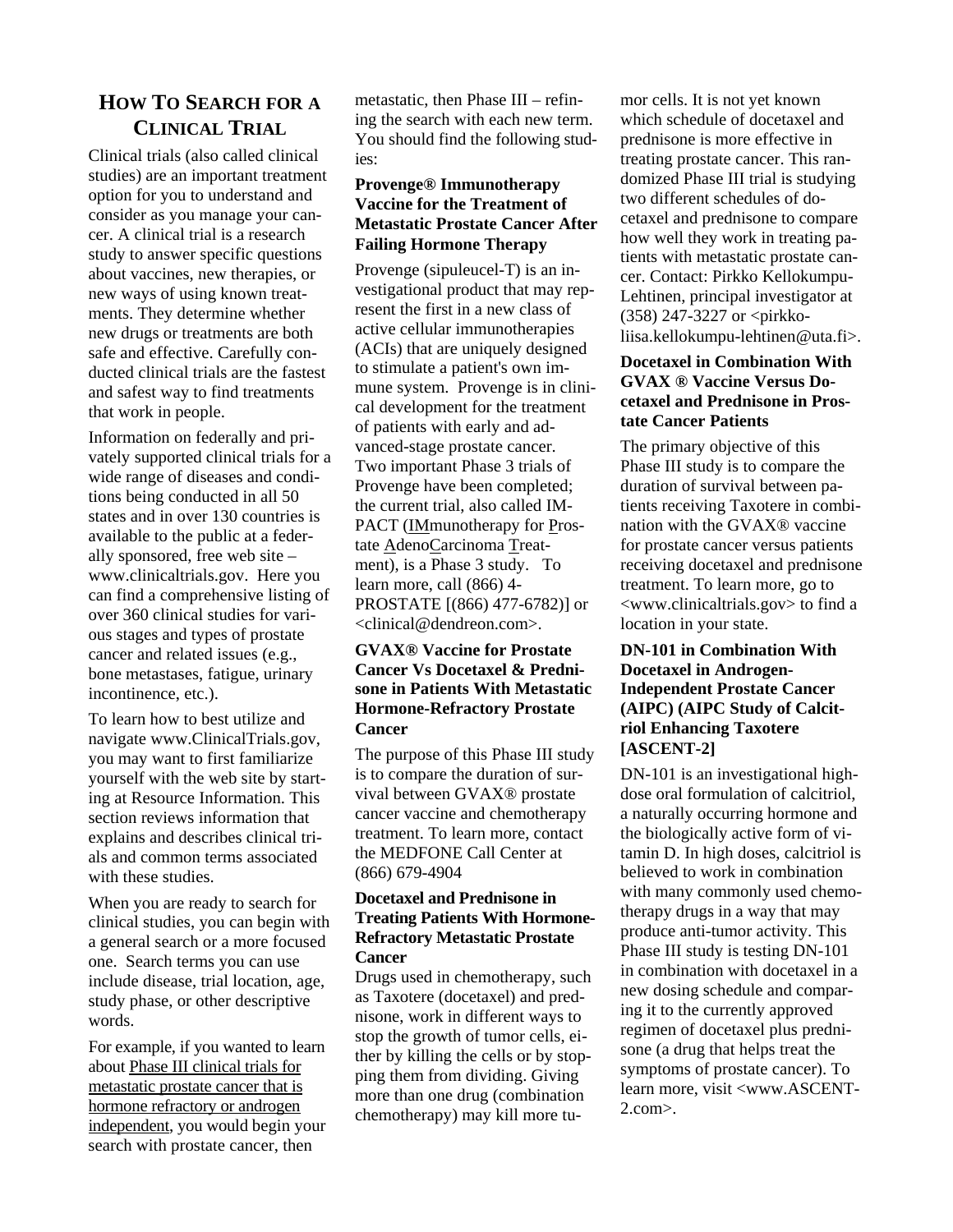## How To Search for a Clinical Trial

Clinical trials (also called clinical studies) are an important treatment option for you to understand and consider as you manage your cancer. A clinical trial is a research study to answer specific questions about vaccines, new therapies, or new ways of using known treatments. They determine whether new drugs or treatments are both safe and effective. Carefully conducted clinical trials are the fastest and safest way to find treatments that work in people.

Information on federally and privately supported clinical trials for a wide range of diseases and conditions being conducted in all 50 states and in over 130 countries is available to the public at a federally sponsored, free web site – www.clinicaltrials.gov. Here you can find a comprehensive listing of over 360 clinical studies for various stages and types of prostate cancer and related issues (e.g., bone metastases, fatigue, urinary incontinence, etc.).

To learn how to best utilize and navigate www.ClinicalTrials.gov, you may want to first familiarize yourself with the web site by starting at Resource Information. This section reviews information that explains and describes clinical trials and common terms associated with these studies.

When you are ready to search for clinical studies, you can begin with a general search or a more focused one. Search terms you can use include disease, trial location, age, study phase, or other descriptive words.

For example, if you wanted to learn about Phase III clinical trials for metastatic prostate cancer that is hormone refractory or androgen independent, you would begin your search with prostate cancer, then metastatic, then Phase III – refining the search with each new term. You should find the following studies:

**Provenge® Immunotherapy Vaccine for the Treatment of Metastatic Prostate Cancer After Failing Hormone Therapy**

Provenge (sipuleucel-T) is an investigational product that may represent the first in a new class of active cellular immunotherapies (ACIs) that are uniquely designed to stimulate a patient's own immune system. Provenge is in clinical development for the treatment of patients with early and advanced-stage prostate cancer. Two important Phase 3 trials of Provenge have been completed; the current trial, also called IMPACT (IMmunotherapy for Prostate AdenoCarcinoma Treatment), is a Phase 3 study. To learn more, call (866) 4-PROSTATE [(866) 477-6782)] or <clinical@dendreon.com>.

**GVAX® Vaccine for Prostate Cancer Vs Docetaxel & Prednisone in Patients With Metastatic Hormone-Refractory Prostate Cancer**

The purpose of this Phase III study is to compare the duration of survival between GVAX® prostate cancer vaccine and chemotherapy treatment. To learn more, contact the MEDFONE Call Center at (866) 679-4904

**Docetaxel and Prednisone in Treating Patients With Hormone-Refractory Metastatic Prostate Cancer**

Drugs used in chemotherapy, such as Taxotere (docetaxel) and prednisone, work in different ways to stop the growth of tumor cells, either by killing the cells or by stopping them from dividing. Giving more than one drug (combination chemotherapy) may kill more tumor cells. It is not yet known which schedule of docetaxel and prednisone is more effective in treating prostate cancer. This randomized Phase III trial is studying two different schedules of docetaxel and prednisone to compare how well they work in treating patients with metastatic prostate cancer. Contact: Pirkko Kellokumpu-Lehtinen, principal investigator at (358) 247-3227 or <pirkko-liisa.kellokumpu-lehtinen@uta.fi>.

**Docetaxel in Combination With GVAX ® Vaccine Versus Docetaxel and Prednisone in Prostate Cancer Patients**

The primary objective of this Phase III study is to compare the duration of survival between patients receiving Taxotere in combination with the GVAX® vaccine for prostate cancer versus patients receiving docetaxel and prednisone treatment. To learn more, go to <www.clinicaltrials.gov> to find a location in your state.

**DN-101 in Combination With Docetaxel in Androgen-Independent Prostate Cancer (AIPC) (AIPC Study of Calcitriol Enhancing Taxotere [ASCENT-2]**

DN-101 is an investigational high-dose oral formulation of calcitriol, a naturally occurring hormone and the biologically active form of vitamin D. In high doses, calcitriol is believed to work in combination with many commonly used chemotherapy drugs in a way that may produce anti-tumor activity. This Phase III study is testing DN-101 in combination with docetaxel in a new dosing schedule and comparing it to the currently approved regimen of docetaxel plus prednisone (a drug that helps treat the symptoms of prostate cancer). To learn more, visit <www.ASCENT-2.com>.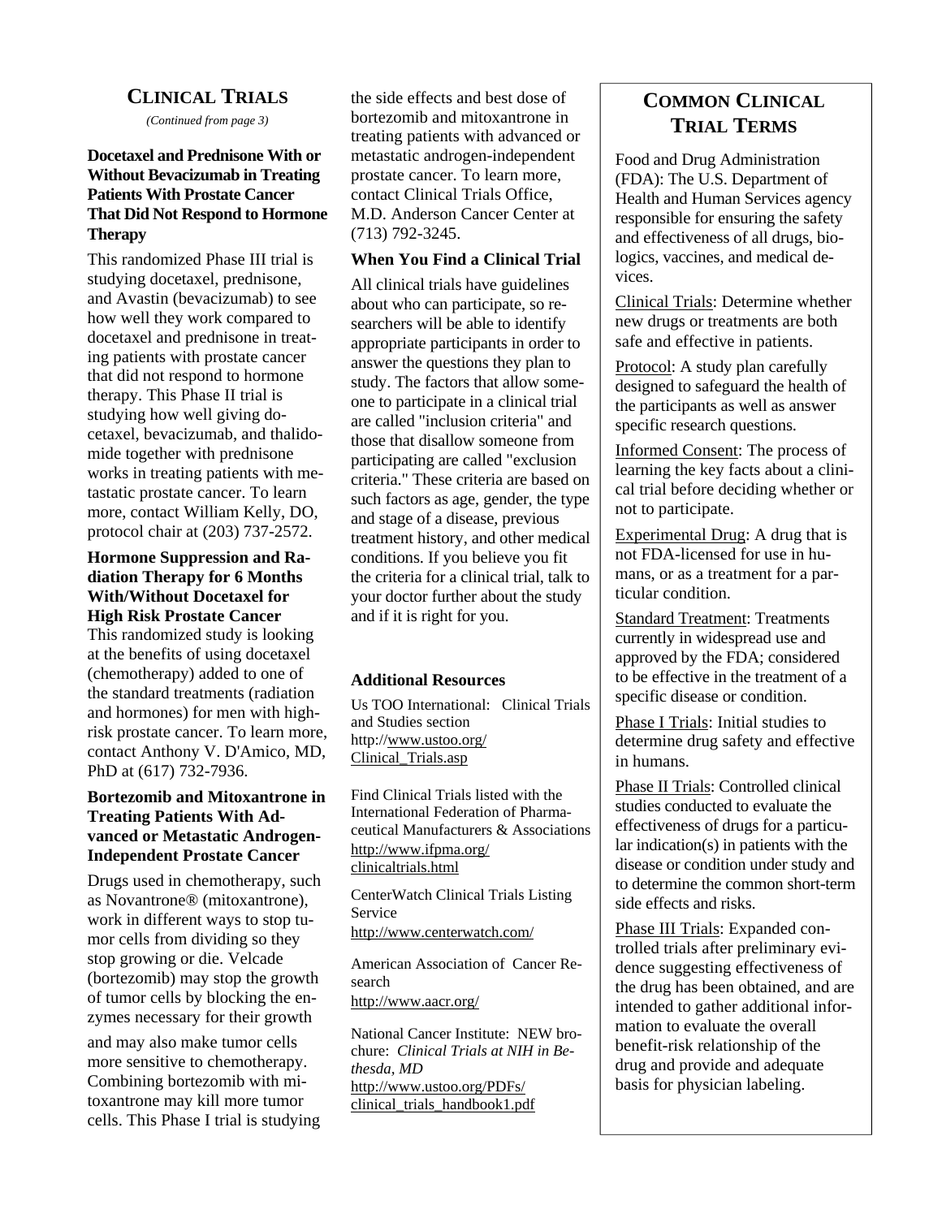## CLINICAL TRIALS

*(Continued from page 3)*

**Docetaxel and Prednisone With or Without Bevacizumab in Treating Patients With Prostate Cancer That Did Not Respond to Hormone Therapy**

This randomized Phase III trial is studying docetaxel, prednisone, and Avastin (bevacizumab) to see how well they work compared to docetaxel and prednisone in treating patients with prostate cancer that did not respond to hormone therapy. This Phase II trial is studying how well giving docetaxel, bevacizumab, and thalidomide together with prednisone works in treating patients with metastatic prostate cancer. To learn more, contact William Kelly, DO, protocol chair at (203) 737-2572.

**Hormone Suppression and Radiation Therapy for 6 Months With/Without Docetaxel for High Risk Prostate Cancer**

This randomized study is looking at the benefits of using docetaxel (chemotherapy) added to one of the standard treatments (radiation and hormones) for men with high-risk prostate cancer. To learn more, contact Anthony V. D'Amico, MD, PhD at (617) 732-7936.

**Bortezomib and Mitoxantrone in Treating Patients With Advanced or Metastatic Androgen-Independent Prostate Cancer**

Drugs used in chemotherapy, such as Novantrone® (mitoxantrone), work in different ways to stop tumor cells from dividing so they stop growing or die. Velcade (bortezomib) may stop the growth of tumor cells by blocking the enzymes necessary for their growth and may also make tumor cells more sensitive to chemotherapy. Combining bortezomib with mitoxantrone may kill more tumor cells. This Phase I trial is studying the side effects and best dose of bortezomib and mitoxantrone in treating patients with advanced or metastatic androgen-independent prostate cancer. To learn more, contact Clinical Trials Office, M.D. Anderson Cancer Center at (713) 792-3245.

**When You Find a Clinical Trial**

All clinical trials have guidelines about who can participate, so researchers will be able to identify appropriate participants in order to answer the questions they plan to study. The factors that allow someone to participate in a clinical trial are called "inclusion criteria" and those that disallow someone from participating are called "exclusion criteria." These criteria are based on such factors as age, gender, the type and stage of a disease, previous treatment history, and other medical conditions. If you believe you fit the criteria for a clinical trial, talk to your doctor further about the study and if it is right for you.

**Additional Resources**

Us TOO International: Clinical Trials and Studies section
http://www.ustoo.org/Clinical_Trials.asp

Find Clinical Trials listed with the International Federation of Pharmaceutical Manufacturers & Associations
http://www.ifpma.org/clinicaltrials.html

CenterWatch Clinical Trials Listing Service
http://www.centerwatch.com/

American Association of Cancer Research
http://www.aacr.org/

National Cancer Institute: NEW brochure: *Clinical Trials at NIH in Bethesda, MD*
http://www.ustoo.org/PDFs/clinical_trials_handbook1.pdf

## COMMON CLINICAL TRIAL TERMS

Food and Drug Administration (FDA): The U.S. Department of Health and Human Services agency responsible for ensuring the safety and effectiveness of all drugs, biologics, vaccines, and medical devices.

Clinical Trials: Determine whether new drugs or treatments are both safe and effective in patients.

Protocol: A study plan carefully designed to safeguard the health of the participants as well as answer specific research questions.

Informed Consent: The process of learning the key facts about a clinical trial before deciding whether or not to participate.

Experimental Drug: A drug that is not FDA-licensed for use in humans, or as a treatment for a particular condition.

Standard Treatment: Treatments currently in widespread use and approved by the FDA; considered to be effective in the treatment of a specific disease or condition.

Phase I Trials: Initial studies to determine drug safety and effective in humans.

Phase II Trials: Controlled clinical studies conducted to evaluate the effectiveness of drugs for a particular indication(s) in patients with the disease or condition under study and to determine the common short-term side effects and risks.

Phase III Trials: Expanded controlled trials after preliminary evidence suggesting effectiveness of the drug has been obtained, and are intended to gather additional information to evaluate the overall benefit-risk relationship of the drug and provide and adequate basis for physician labeling.